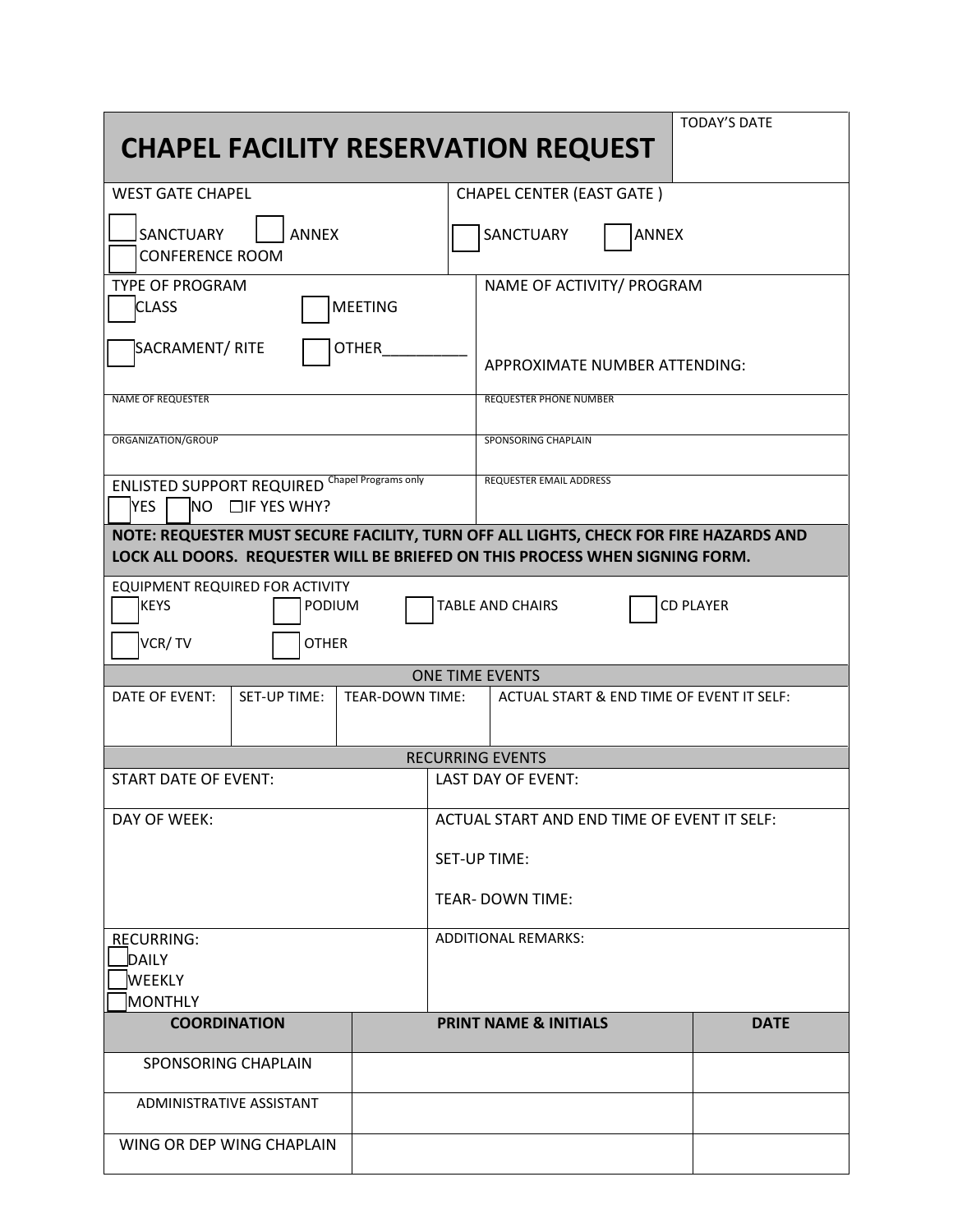# CHAPEL FACILITY RESERVATION REQUEST

TODAY'S DATE

**WEST GATE CHAPEL**

☐ SANCTUARY ☐ ANNEX
☐ CONFERENCE ROOM

**CHAPEL CENTER (EAST GATE )**

☐ SANCTUARY ☐ ANNEX

**TYPE OF PROGRAM**

☐ CLASS ☐ MEETING

☐ SACRAMENT/ RITE ☐ OTHER__________

NAME OF ACTIVITY/ PROGRAM

APPROXIMATE NUMBER ATTENDING:

| NAME OF REQUESTER | REQUESTER PHONE NUMBER |
|---|---|
| ORGANIZATION/GROUP | SPONSORING CHAPLAIN |
| ENLISTED SUPPORT REQUIRED Chapel Programs only<br>☐ YES ☐ NO ☐ IF YES WHY? | REQUESTER EMAIL ADDRESS |

**NOTE: REQUESTER MUST SECURE FACILITY, TURN OFF ALL LIGHTS, CHECK FOR FIRE HAZARDS AND LOCK ALL DOORS. REQUESTER WILL BE BRIEFED ON THIS PROCESS WHEN SIGNING FORM.**

EQUIPMENT REQUIRED FOR ACTIVITY

☐ KEYS ☐ PODIUM ☐ TABLE AND CHAIRS ☐ CD PLAYER

☐ VCR/ TV ☐ OTHER

## ONE TIME EVENTS

| DATE OF EVENT: | SET-UP TIME: | TEAR-DOWN TIME: | ACTUAL START & END TIME OF EVENT IT SELF: |
|---|---|---|---|
| | | | |

## RECURRING EVENTS

| START DATE OF EVENT: | LAST DAY OF EVENT: |
|---|---|
| DAY OF WEEK: | ACTUAL START AND END TIME OF EVENT IT SELF:<br><br>SET-UP TIME:<br><br>TEAR- DOWN TIME: |
| RECURRING:<br>☐ DAILY<br>☐ WEEKLY<br>☐ MONTHLY | ADDITIONAL REMARKS: |

| COORDINATION | PRINT NAME & INITIALS | DATE |
|---|---|---|
| SPONSORING CHAPLAIN | | |
| ADMINISTRATIVE ASSISTANT | | |
| WING OR DEP WING CHAPLAIN | | |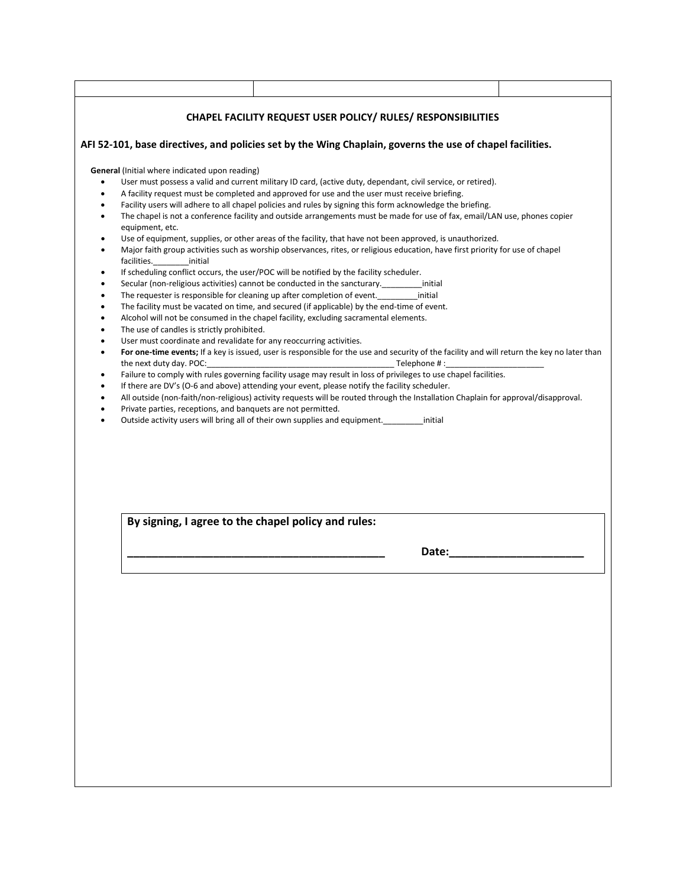| | | |
|---|---|---|
| | | |

## CHAPEL FACILITY REQUEST USER POLICY/ RULES/ RESPONSIBILITIES

**AFI 52-101, base directives, and policies set by the Wing Chaplain, governs the use of chapel facilities.**

**General** (Initial where indicated upon reading)

- User must possess a valid and current military ID card, (active duty, dependant, civil service, or retired).
- A facility request must be completed and approved for use and the user must receive briefing.
- Facility users will adhere to all chapel policies and rules by signing this form acknowledge the briefing.
- The chapel is not a conference facility and outside arrangements must be made for use of fax, email/LAN use, phones copier equipment, etc.
- Use of equipment, supplies, or other areas of the facility, that have not been approved, is unauthorized.
- Major faith group activities such as worship observances, rites, or religious education, have first priority for use of chapel facilities.________initial
- If scheduling conflict occurs, the user/POC will be notified by the facility scheduler.
- Secular (non-religious activities) cannot be conducted in the sanctuary._________initial
- The requester is responsible for cleaning up after completion of event._________initial
- The facility must be vacated on time, and secured (if applicable) by the end-time of event.
- Alcohol will not be consumed in the chapel facility, excluding sacramental elements.
- The use of candles is strictly prohibited.
- User must coordinate and revalidate for any reoccurring activities.
- **For one-time events;** If a key is issued, user is responsible for the use and security of the facility and will return the key no later than the next duty day. POC:___________________________________________ Telephone # :______________________
- Failure to comply with rules governing facility usage may result in loss of privileges to use chapel facilities.
- If there are DV's (O-6 and above) attending your event, please notify the facility scheduler.
- All outside (non-faith/non-religious) activity requests will be routed through the Installation Chaplain for approval/disapproval.
- Private parties, receptions, and banquets are not permitted.
- Outside activity users will bring all of their own supplies and equipment._________initial

**By signing, I agree to the chapel policy and rules:**

**___________________________________________ Date:______________________**